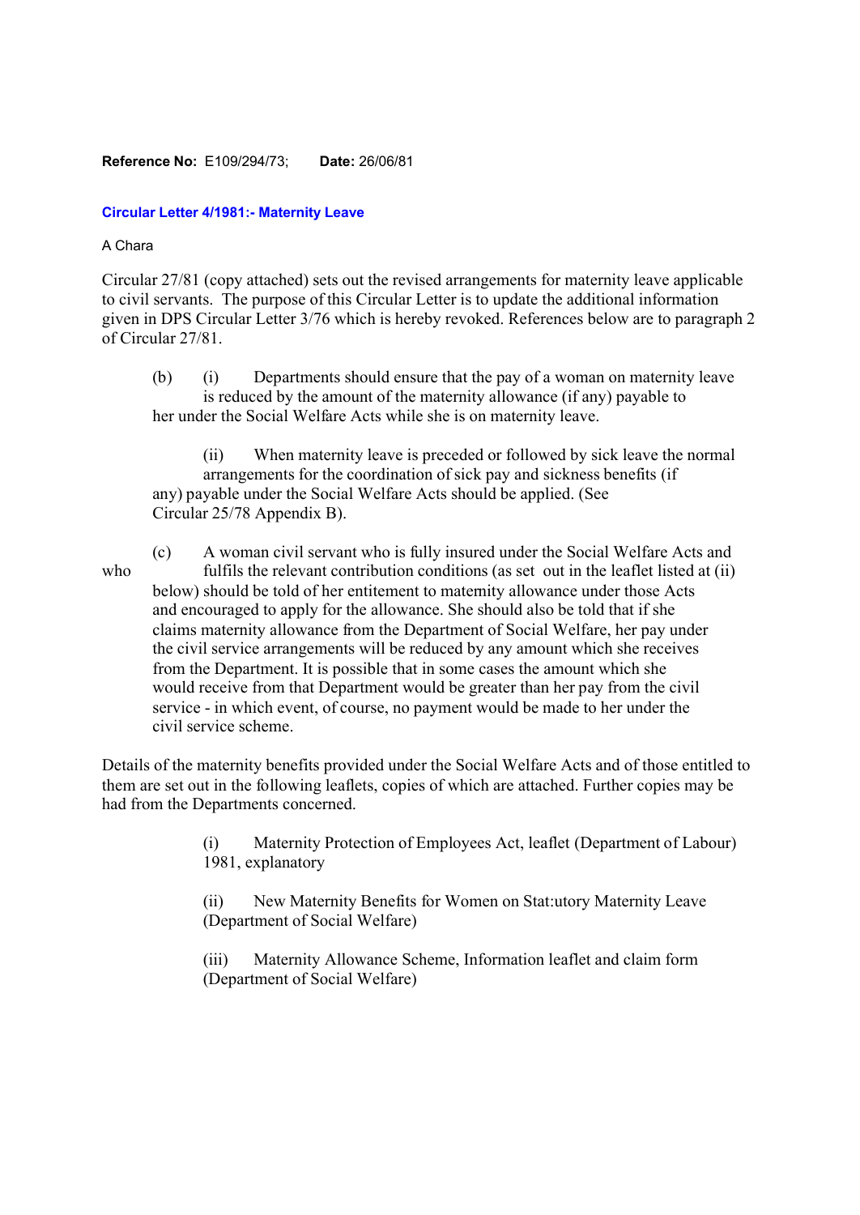**Reference No:** E109/294/73; **Date:** 26/06/81

**Circular Letter 4/1981:- Maternity Leave**

A Chara

Circular 27/81 (copy attached) sets out the revised arrangements for maternity leave applicable to civil servants. The purpose of this Circular Letter is to update the additional information given in DPS Circular Letter 3/76 which is hereby revoked. References below are to paragraph 2 of Circular 27/81.

(b) (i) Departments should ensure that the pay of a woman on maternity leave is reduced by the amount of the maternity allowance (if any) payable to her under the Social Welfare Acts while she is on maternity leave.

(ii) When maternity leave is preceded or followed by sick leave the normal arrangements for the coordination of sick pay and sickness benefits (if any) payable under the Social Welfare Acts should be applied. (See Circular 25/78 Appendix B).

(c) A woman civil servant who is fully insured under the Social Welfare Acts and who fulfils the relevant contribution conditions (as set out in the leaflet listed at (ii) below) should be told of her entitement to maternity allowance under those Acts and encouraged to apply for the allowance. She should also be told that if she claims maternity allowance from the Department of Social Welfare, her pay under the civil service arrangements will be reduced by any amount which she receives from the Department. It is possible that in some cases the amount which she would receive from that Department would be greater than her pay from the civil service - in which event, of course, no payment would be made to her under the civil service scheme.

Details of the maternity benefits provided under the Social Welfare Acts and of those entitled to them are set out in the following leaflets, copies of which are attached. Further copies may be had from the Departments concerned.

(i) Maternity Protection of Employees Act, leaflet (Department of Labour) 1981, explanatory

(ii) New Maternity Benefits for Women on Stat:utory Maternity Leave (Department of Social Welfare)

(iii) Maternity Allowance Scheme, Information leaflet and claim form (Department of Social Welfare)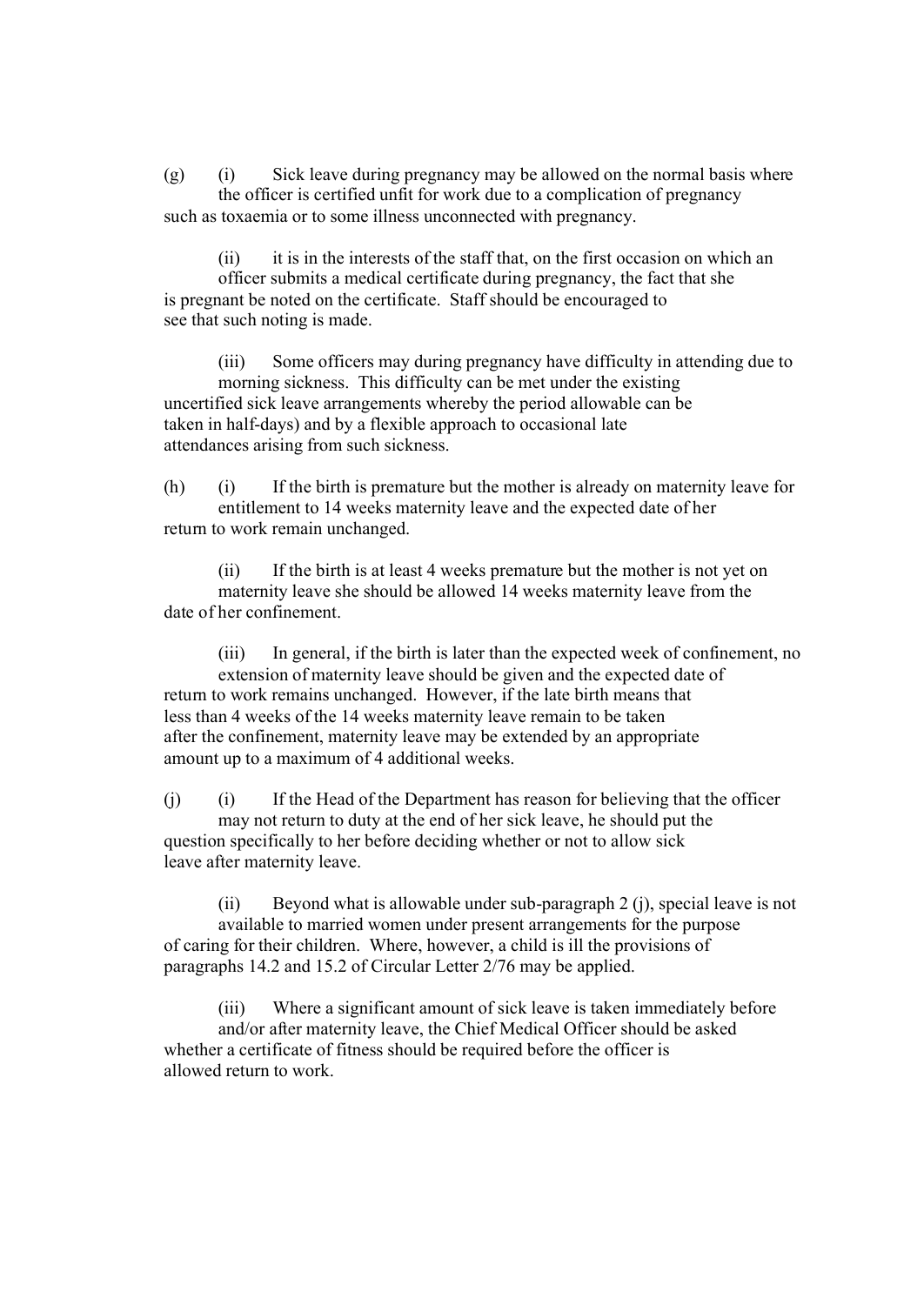(g) (i) Sick leave during pregnancy may be allowed on the normal basis where the officer is certified unfit for work due to a complication of pregnancy such as toxaemia or to some illness unconnected with pregnancy.

(ii) it is in the interests of the staff that, on the first occasion on which an officer submits a medical certificate during pregnancy, the fact that she is pregnant be noted on the certificate. Staff should be encouraged to see that such noting is made.

(iii) Some officers may during pregnancy have difficulty in attending due to morning sickness. This difficulty can be met under the existing uncertified sick leave arrangements whereby the period allowable can be taken in half-days) and by a flexible approach to occasional late attendances arising from such sickness.

(h) (i) If the birth is premature but the mother is already on maternity leave for entitlement to 14 weeks maternity leave and the expected date of her return to work remain unchanged.

(ii) If the birth is at least 4 weeks premature but the mother is not yet on maternity leave she should be allowed 14 weeks maternity leave from the date of her confinement.

(iii) In general, if the birth is later than the expected week of confinement, no extension of maternity leave should be given and the expected date of return to work remains unchanged. However, if the late birth means that less than 4 weeks of the 14 weeks maternity leave remain to be taken after the confinement, maternity leave may be extended by an appropriate amount up to a maximum of 4 additional weeks.

(j) (i) If the Head of the Department has reason for believing that the officer may not return to duty at the end of her sick leave, he should put the question specifically to her before deciding whether or not to allow sick leave after maternity leave.

(ii) Beyond what is allowable under sub-paragraph 2 (j), special leave is not available to married women under present arrangements for the purpose of caring for their children. Where, however, a child is ill the provisions of paragraphs 14.2 and 15.2 of Circular Letter 2/76 may be applied.

(iii) Where a significant amount of sick leave is taken immediately before and/or after maternity leave, the Chief Medical Officer should be asked whether a certificate of fitness should be required before the officer is allowed return to work.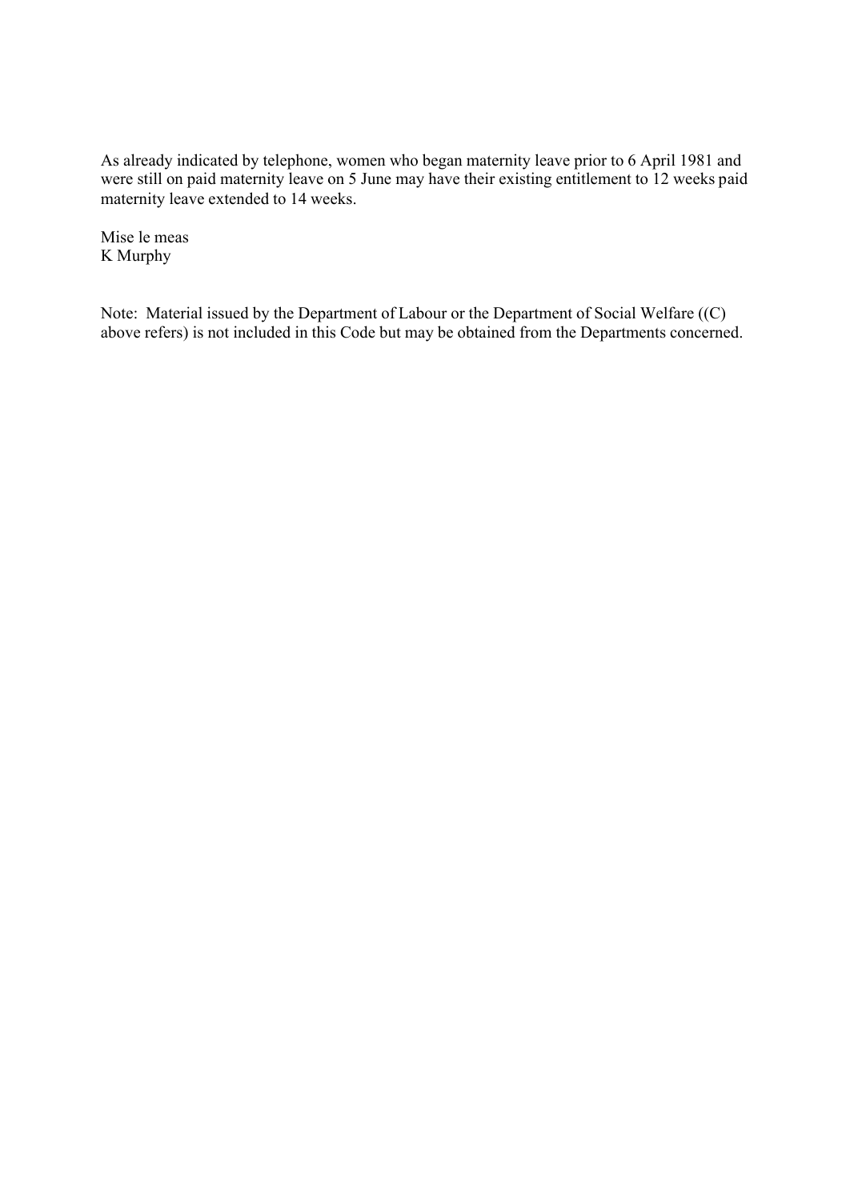As already indicated by telephone, women who began maternity leave prior to 6 April 1981 and were still on paid maternity leave on 5 June may have their existing entitlement to 12 weeks paid maternity leave extended to 14 weeks.

Mise le meas
K Murphy

Note: Material issued by the Department of Labour or the Department of Social Welfare ((C) above refers) is not included in this Code but may be obtained from the Departments concerned.